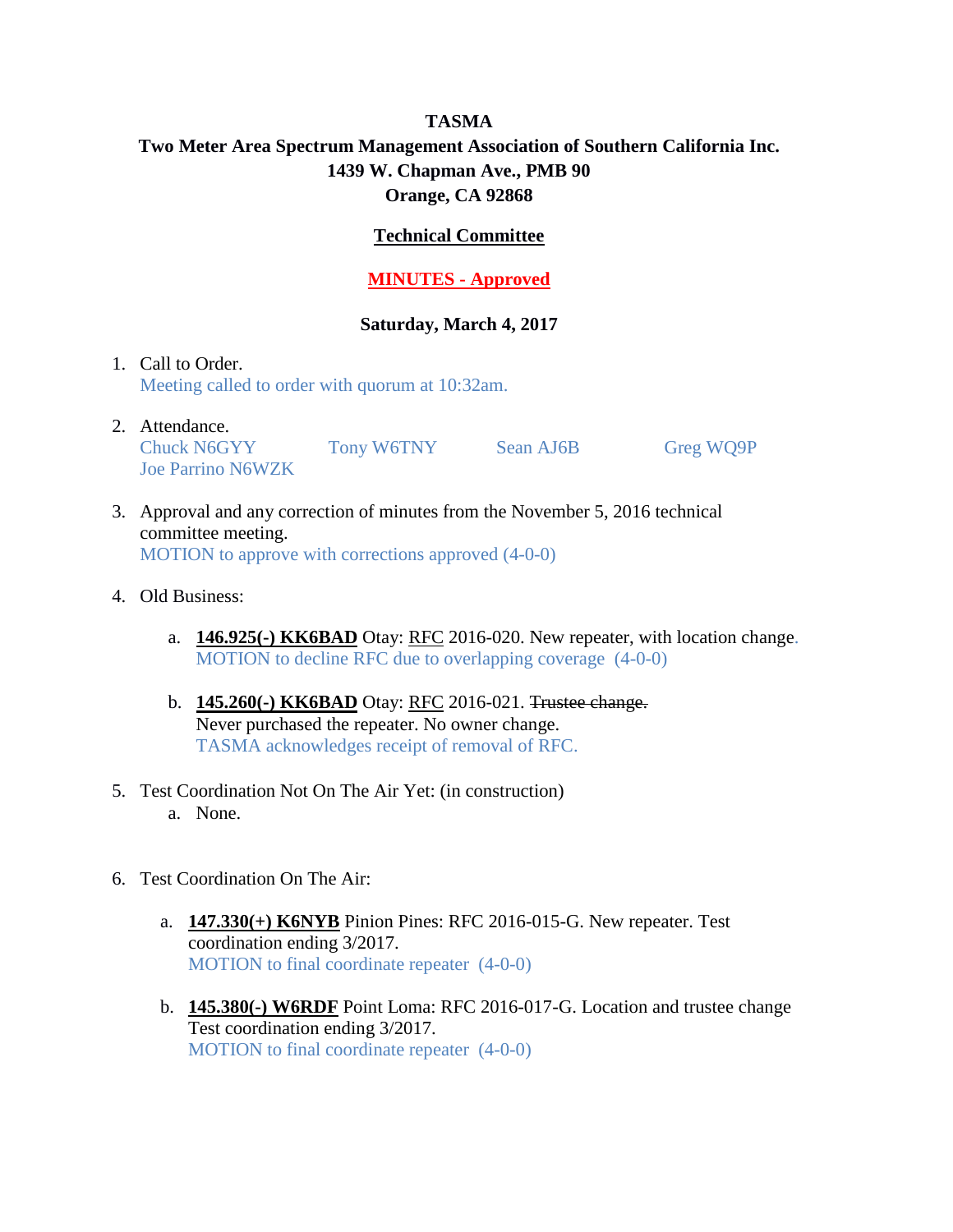**TASMA**
**Two Meter Area Spectrum Management Association of Southern California Inc.**
**1439 W. Chapman Ave., PMB 90**
**Orange, CA 92868**

**Technical Committee**

**MINUTES - Approved**

**Saturday, March 4, 2017**

1. Call to Order.
   Meeting called to order with quorum at 10:32am.

2. Attendance.
   Chuck N6GYY    Tony W6TNY    Sean AJ6B    Greg WQ9P
   Joe Parrino N6WZK

3. Approval and any correction of minutes from the November 5, 2016 technical committee meeting.
   MOTION to approve with corrections approved (4-0-0)

4. Old Business:

   a. **146.925(-) KK6BAD** Otay: RFC 2016-020. New repeater, with location change.
      MOTION to decline RFC due to overlapping coverage (4-0-0)

   b. **145.260(-) KK6BAD** Otay: RFC 2016-021. ~~Trustee change.~~
      Never purchased the repeater. No owner change.
      TASMA acknowledges receipt of removal of RFC.

5. Test Coordination Not On The Air Yet: (in construction)
   a. None.

6. Test Coordination On The Air:

   a. **147.330(+) K6NYB** Pinion Pines: RFC 2016-015-G. New repeater. Test coordination ending 3/2017.
      MOTION to final coordinate repeater (4-0-0)

   b. **145.380(-) W6RDF** Point Loma: RFC 2016-017-G. Location and trustee change Test coordination ending 3/2017.
      MOTION to final coordinate repeater (4-0-0)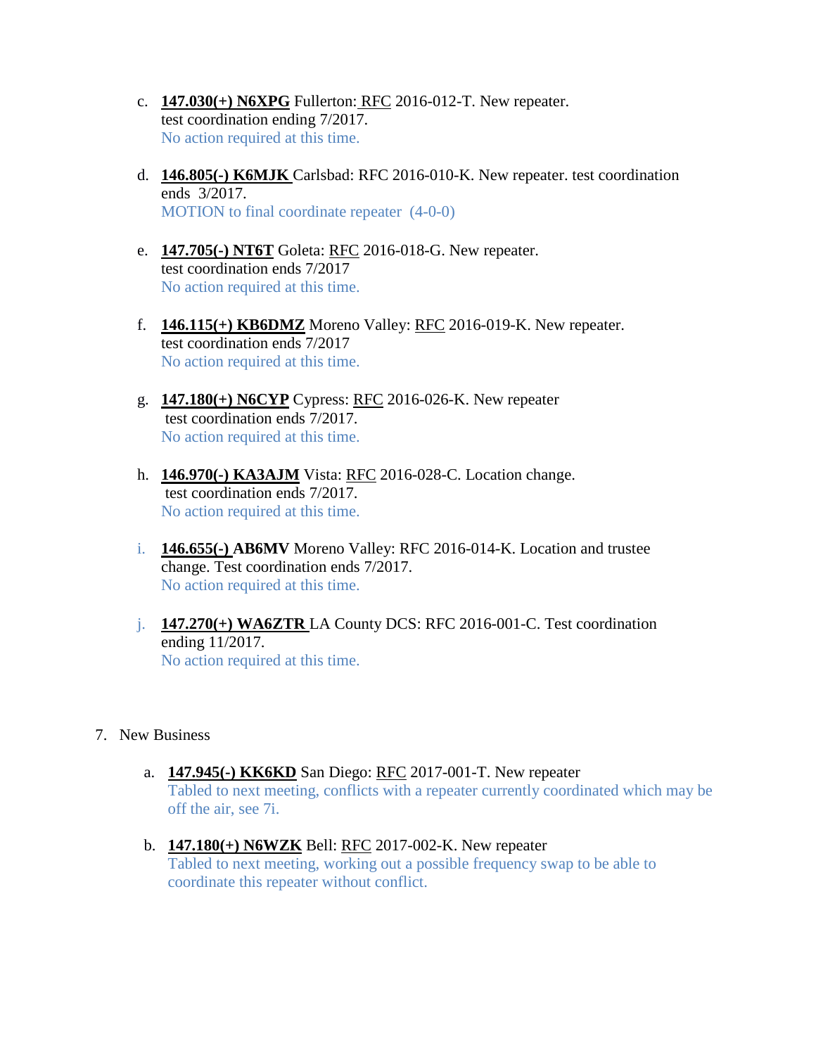c. **147.030(+) N6XPG** Fullerton: RFC 2016-012-T. New repeater.
   test coordination ending 7/2017.
   No action required at this time.

d. **146.805(-) K6MJK** Carlsbad: RFC 2016-010-K. New repeater. test coordination ends 3/2017.
   MOTION to final coordinate repeater (4-0-0)

e. **147.705(-) NT6T** Goleta: RFC 2016-018-G. New repeater.
   test coordination ends 7/2017
   No action required at this time.

f. **146.115(+) KB6DMZ** Moreno Valley: RFC 2016-019-K. New repeater.
   test coordination ends 7/2017
   No action required at this time.

g. **147.180(+) N6CYP** Cypress: RFC 2016-026-K. New repeater
   test coordination ends 7/2017.
   No action required at this time.

h. **146.970(-) KA3AJM** Vista: RFC 2016-028-C. Location change.
   test coordination ends 7/2017.
   No action required at this time.

i. **146.655(-) AB6MV** Moreno Valley: RFC 2016-014-K. Location and trustee change. Test coordination ends 7/2017.
   No action required at this time.

j. **147.270(+) WA6ZTR** LA County DCS: RFC 2016-001-C. Test coordination ending 11/2017.
   No action required at this time.

7. New Business

   a. **147.945(-) KK6KD** San Diego: RFC 2017-001-T. New repeater
      Tabled to next meeting, conflicts with a repeater currently coordinated which may be off the air, see 7i.

   b. **147.180(+) N6WZK** Bell: RFC 2017-002-K. New repeater
      Tabled to next meeting, working out a possible frequency swap to be able to coordinate this repeater without conflict.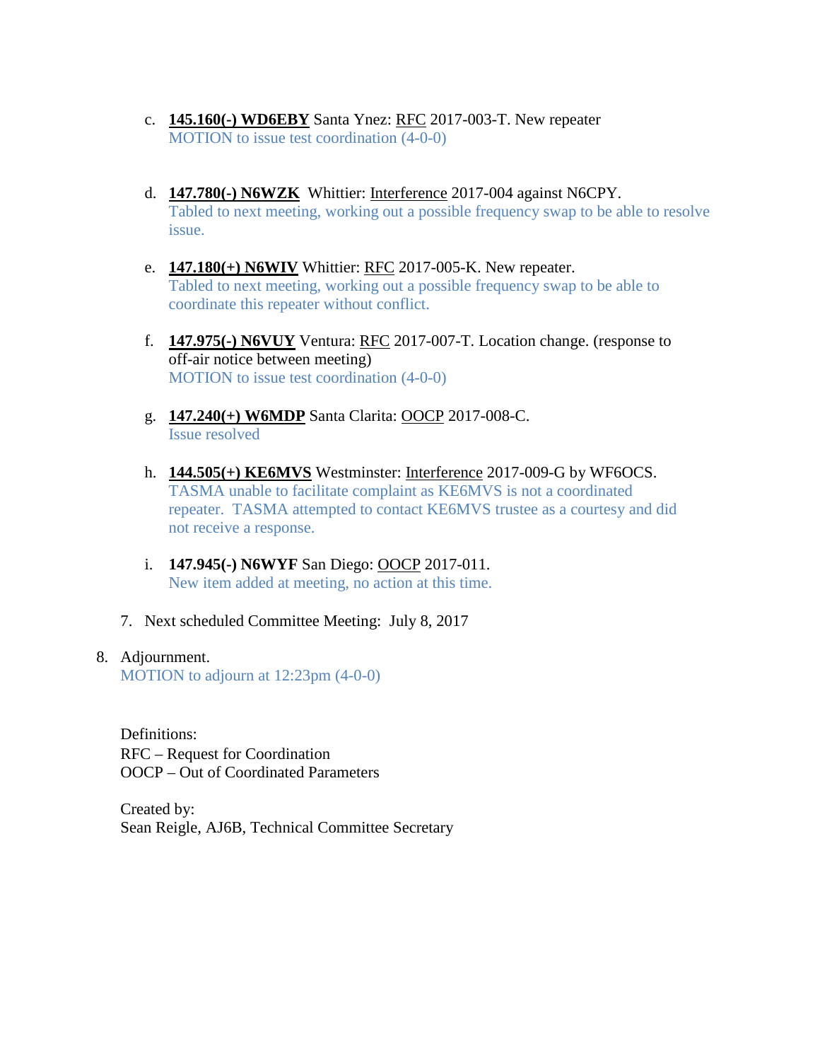c. **145.160(-) WD6EBY** Santa Ynez: RFC 2017-003-T. New repeater
   MOTION to issue test coordination (4-0-0)

d. **147.780(-) N6WZK** Whittier: Interference 2017-004 against N6CPY.
   Tabled to next meeting, working out a possible frequency swap to be able to resolve issue.

e. **147.180(+) N6WIV** Whittier: RFC 2017-005-K. New repeater.
   Tabled to next meeting, working out a possible frequency swap to be able to coordinate this repeater without conflict.

f. **147.975(-) N6VUY** Ventura: RFC 2017-007-T. Location change. (response to off-air notice between meeting)
   MOTION to issue test coordination (4-0-0)

g. **147.240(+) W6MDP** Santa Clarita: OOCP 2017-008-C.
   Issue resolved

h. **144.505(+) KE6MVS** Westminster: Interference 2017-009-G by WF6OCS.
   TASMA unable to facilitate complaint as KE6MVS is not a coordinated repeater. TASMA attempted to contact KE6MVS trustee as a courtesy and did not receive a response.

i. **147.945(-) N6WYF** San Diego: OOCP 2017-011.
   New item added at meeting, no action at this time.

7. Next scheduled Committee Meeting: July 8, 2017

8. Adjournment.
   MOTION to adjourn at 12:23pm (4-0-0)

Definitions:
RFC – Request for Coordination
OOCP – Out of Coordinated Parameters

Created by:
Sean Reigle, AJ6B, Technical Committee Secretary